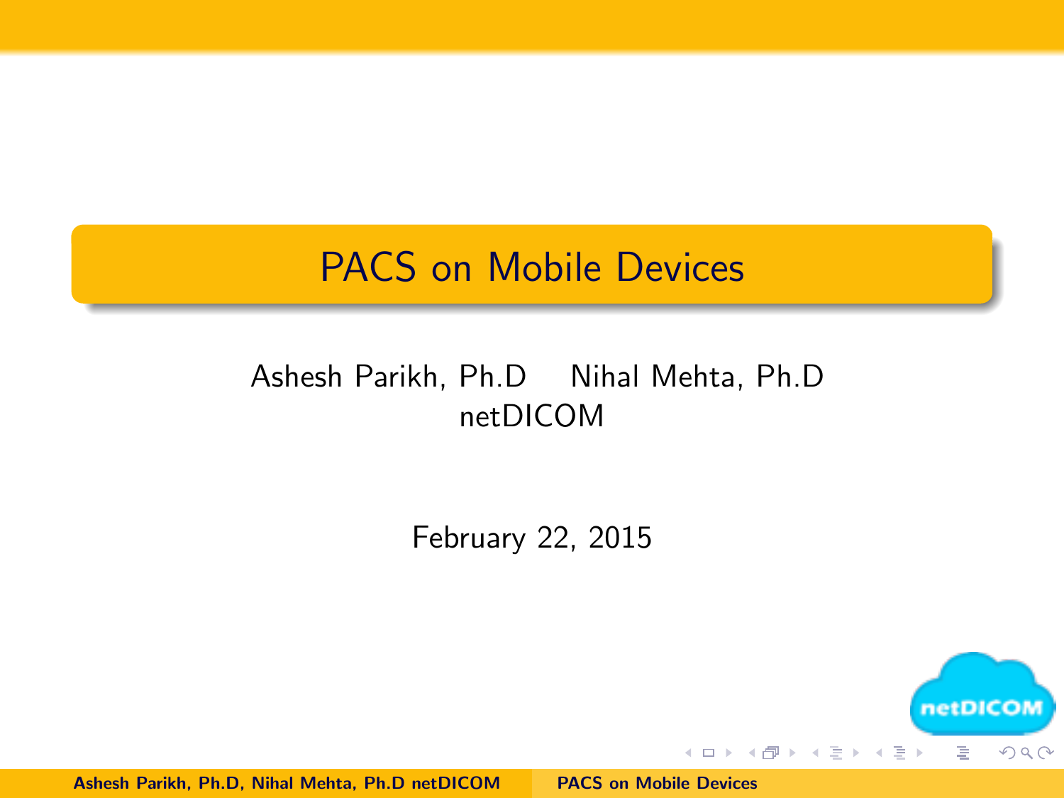# PACS on Mobile Devices

Ashesh Parikh, Ph.D Nihal Mehta, Ph.D
netDICOM

February 22, 2015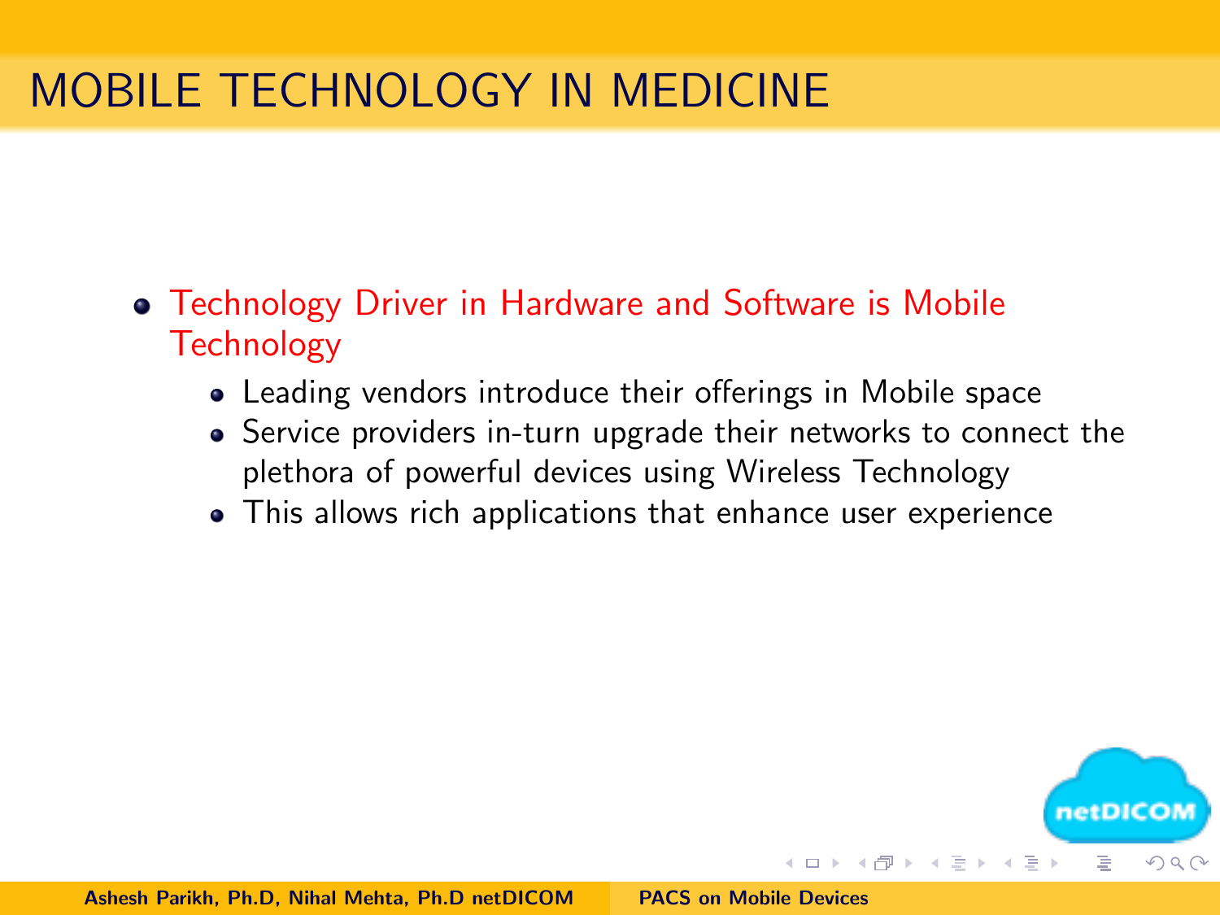# MOBILE TECHNOLOGY IN MEDICINE

- Technology Driver in Hardware and Software is Mobile Technology
  - Leading vendors introduce their offerings in Mobile space
  - Service providers in-turn upgrade their networks to connect the plethora of powerful devices using Wireless Technology
  - This allows rich applications that enhance user experience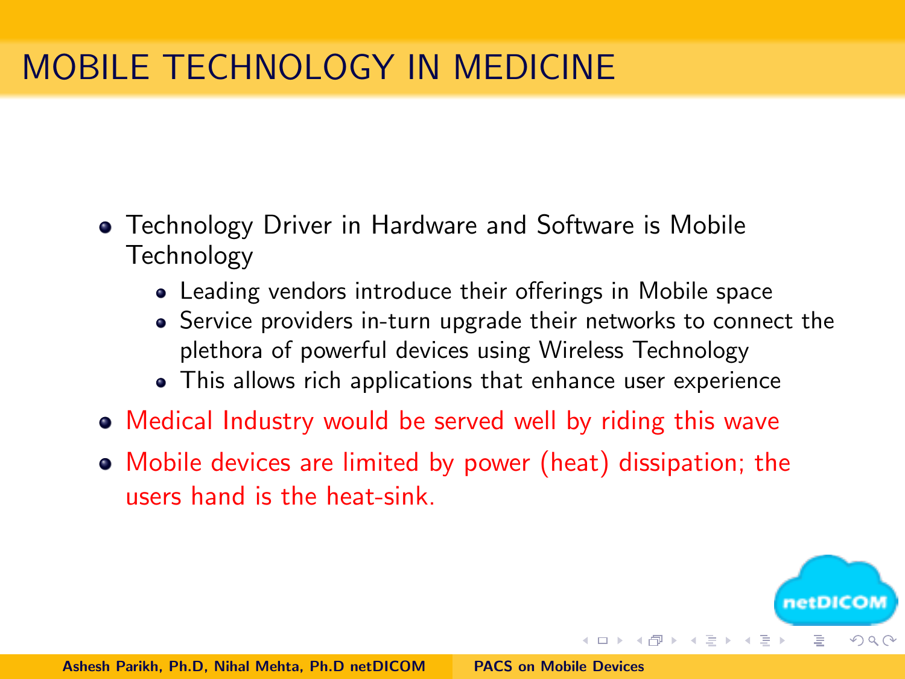# MOBILE TECHNOLOGY IN MEDICINE

- Technology Driver in Hardware and Software is Mobile Technology
  - Leading vendors introduce their offerings in Mobile space
  - Service providers in-turn upgrade their networks to connect the plethora of powerful devices using Wireless Technology
  - This allows rich applications that enhance user experience
- Medical Industry would be served well by riding this wave
- Mobile devices are limited by power (heat) dissipation; the users hand is the heat-sink.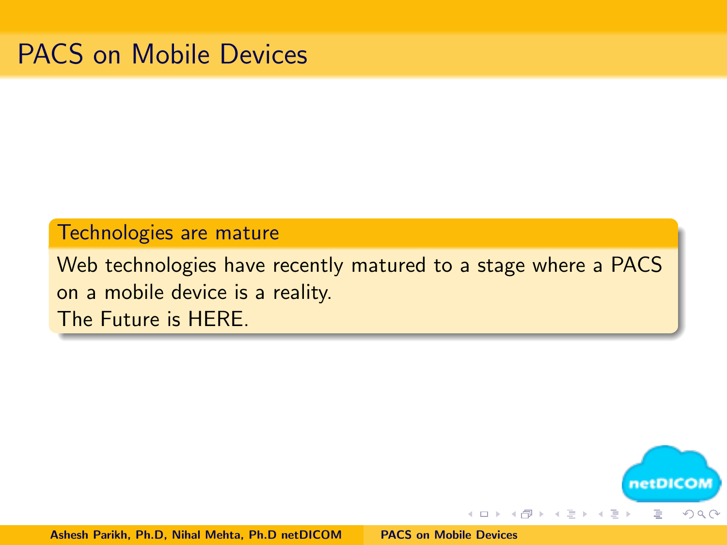# PACS on Mobile Devices

### Technologies are mature

Web technologies have recently matured to a stage where a PACS on a mobile device is a reality.
The Future is HERE.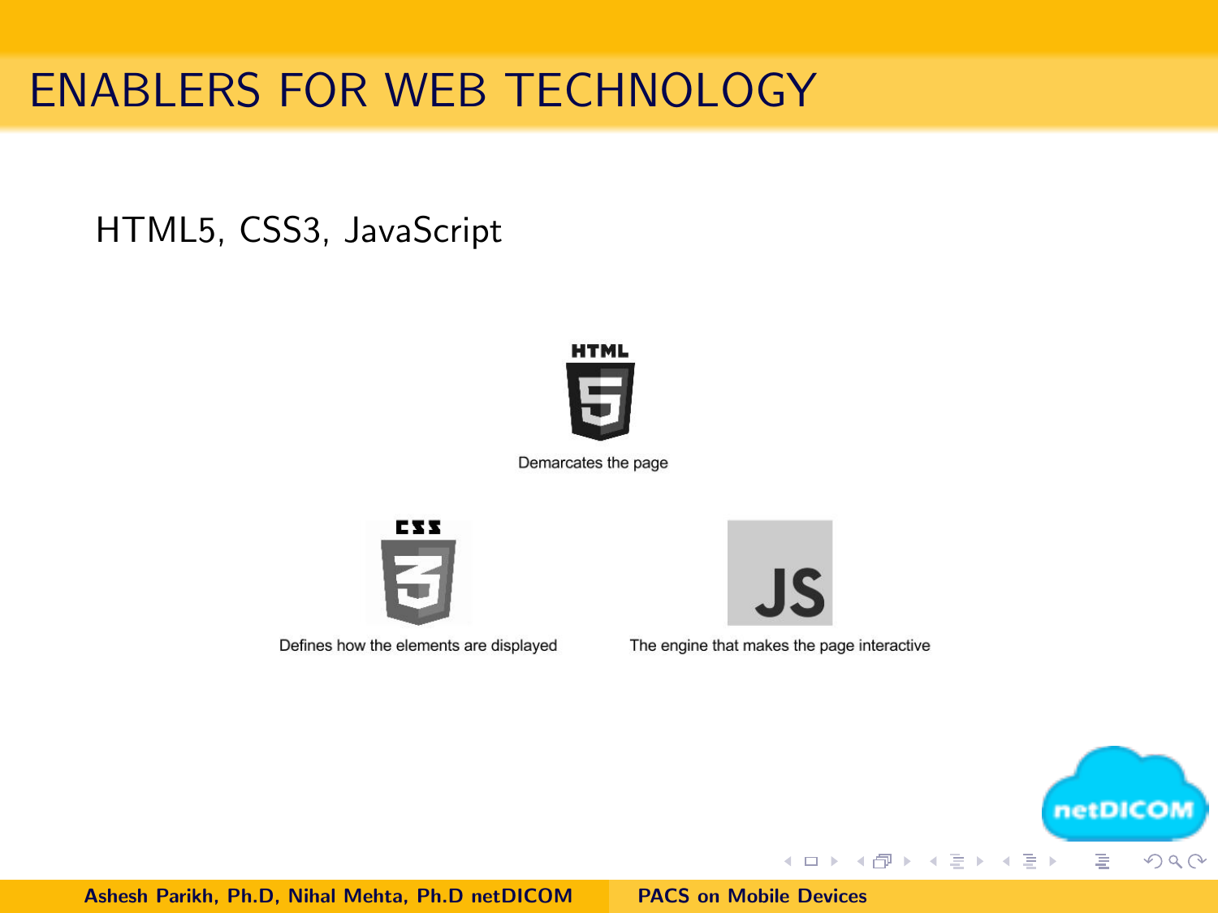# ENABLERS FOR WEB TECHNOLOGY

HTML5, CSS3, JavaScript

Demarcates the page

Defines how the elements are displayed

The engine that makes the page interactive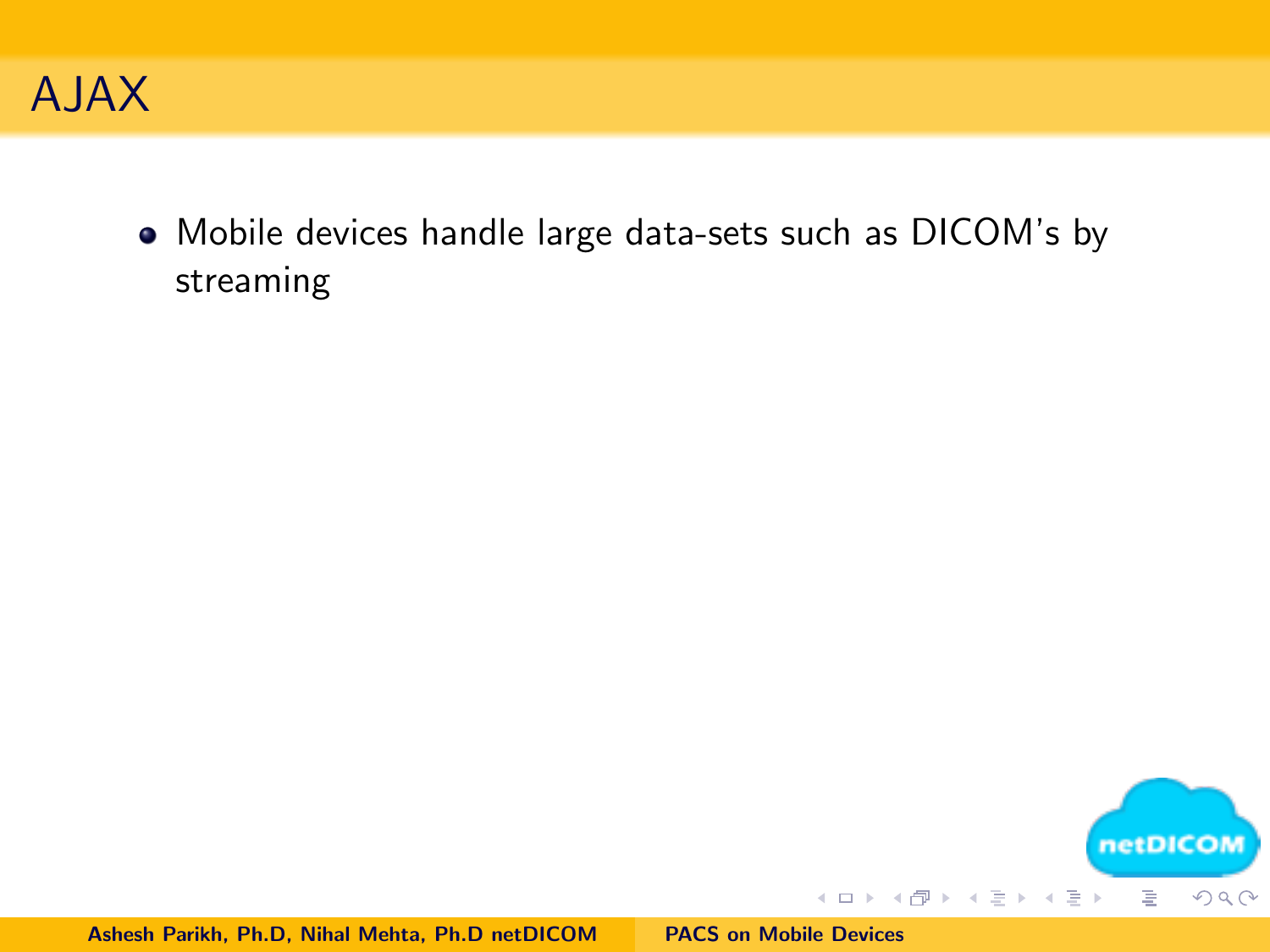# AJAX

- Mobile devices handle large data-sets such as DICOM's by streaming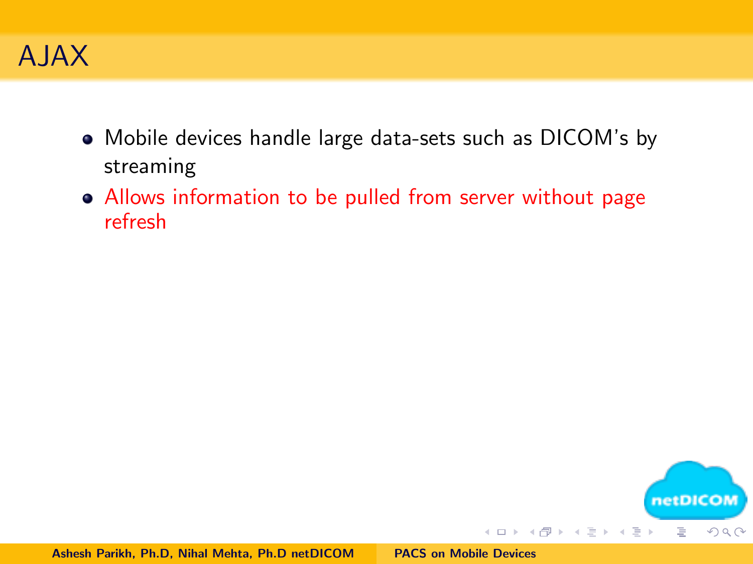# AJAX

- Mobile devices handle large data-sets such as DICOM's by streaming
- Allows information to be pulled from server without page refresh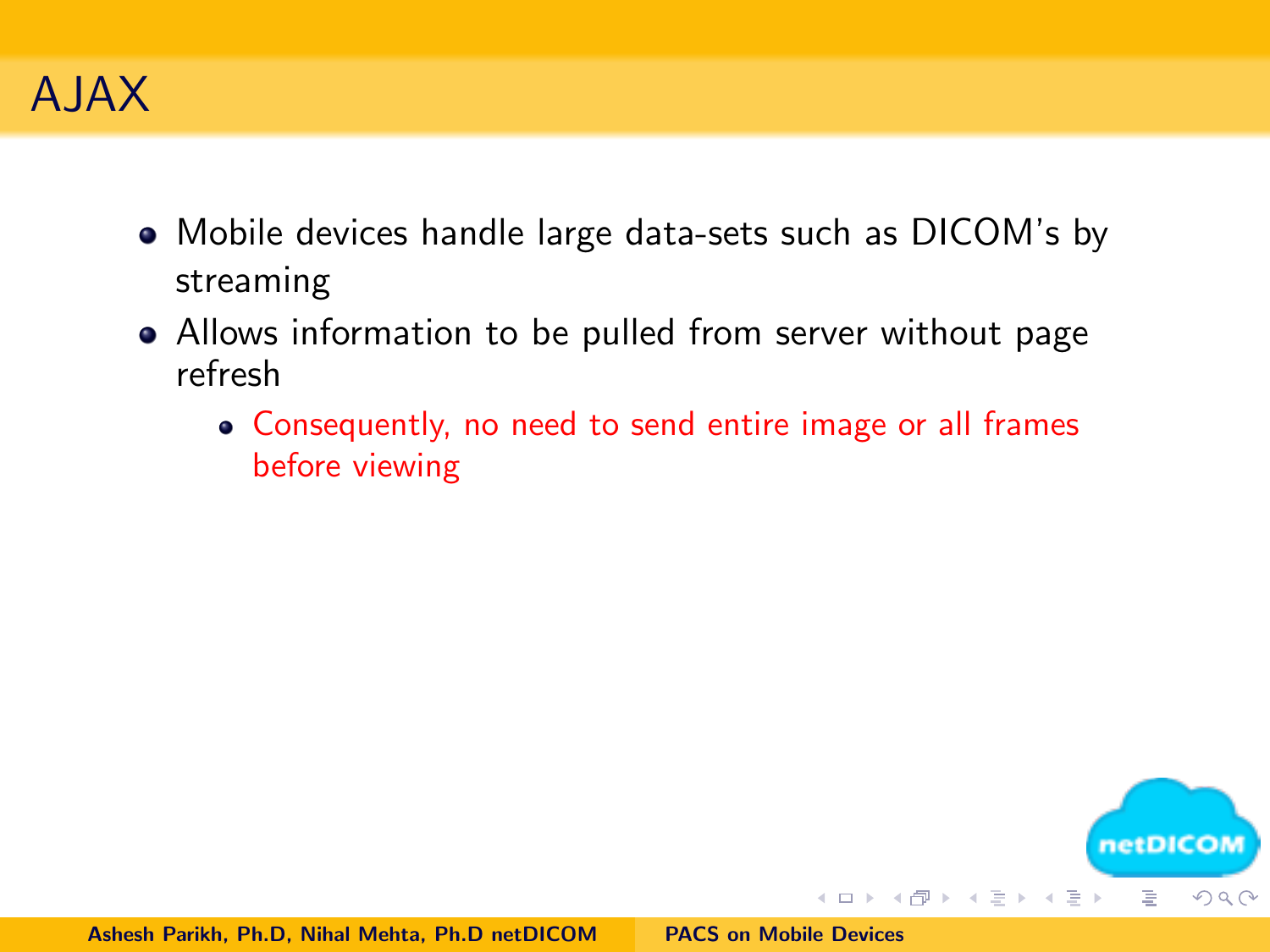# AJAX

- Mobile devices handle large data-sets such as DICOM's by streaming
- Allows information to be pulled from server without page refresh
  - Consequently, no need to send entire image or all frames before viewing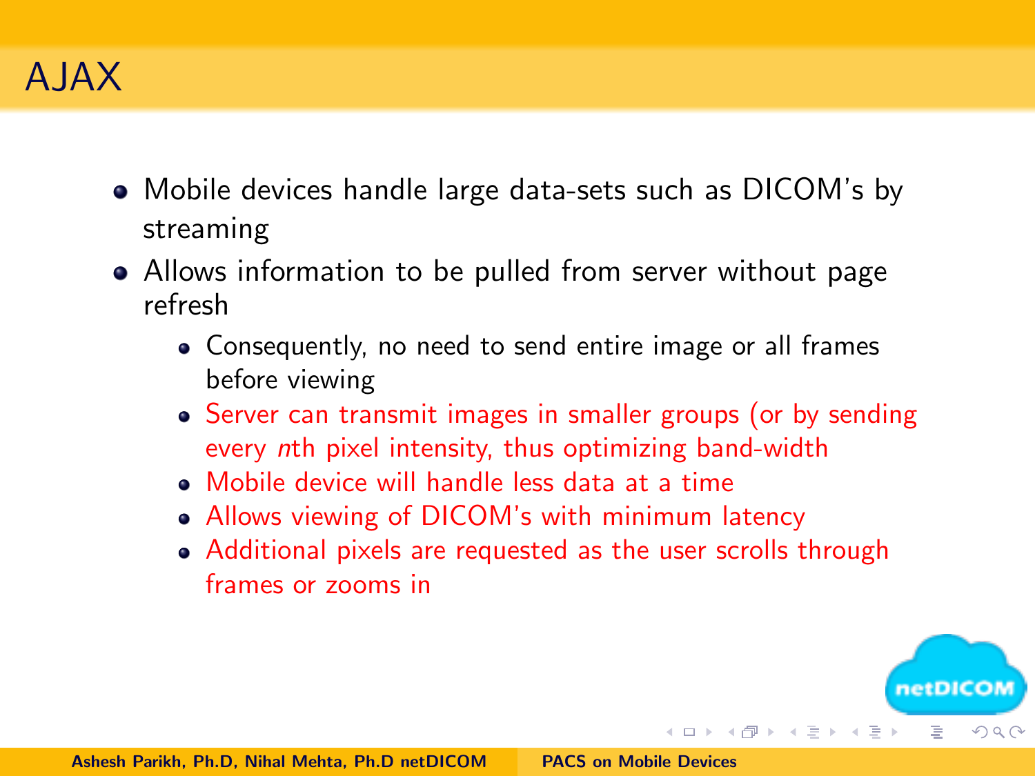# AJAX

- Mobile devices handle large data-sets such as DICOM's by streaming
- Allows information to be pulled from server without page refresh
  - Consequently, no need to send entire image or all frames before viewing
  - Server can transmit images in smaller groups (or by sending every $n$th pixel intensity, thus optimizing band-width
  - Mobile device will handle less data at a time
  - Allows viewing of DICOM's with minimum latency
  - Additional pixels are requested as the user scrolls through frames or zooms in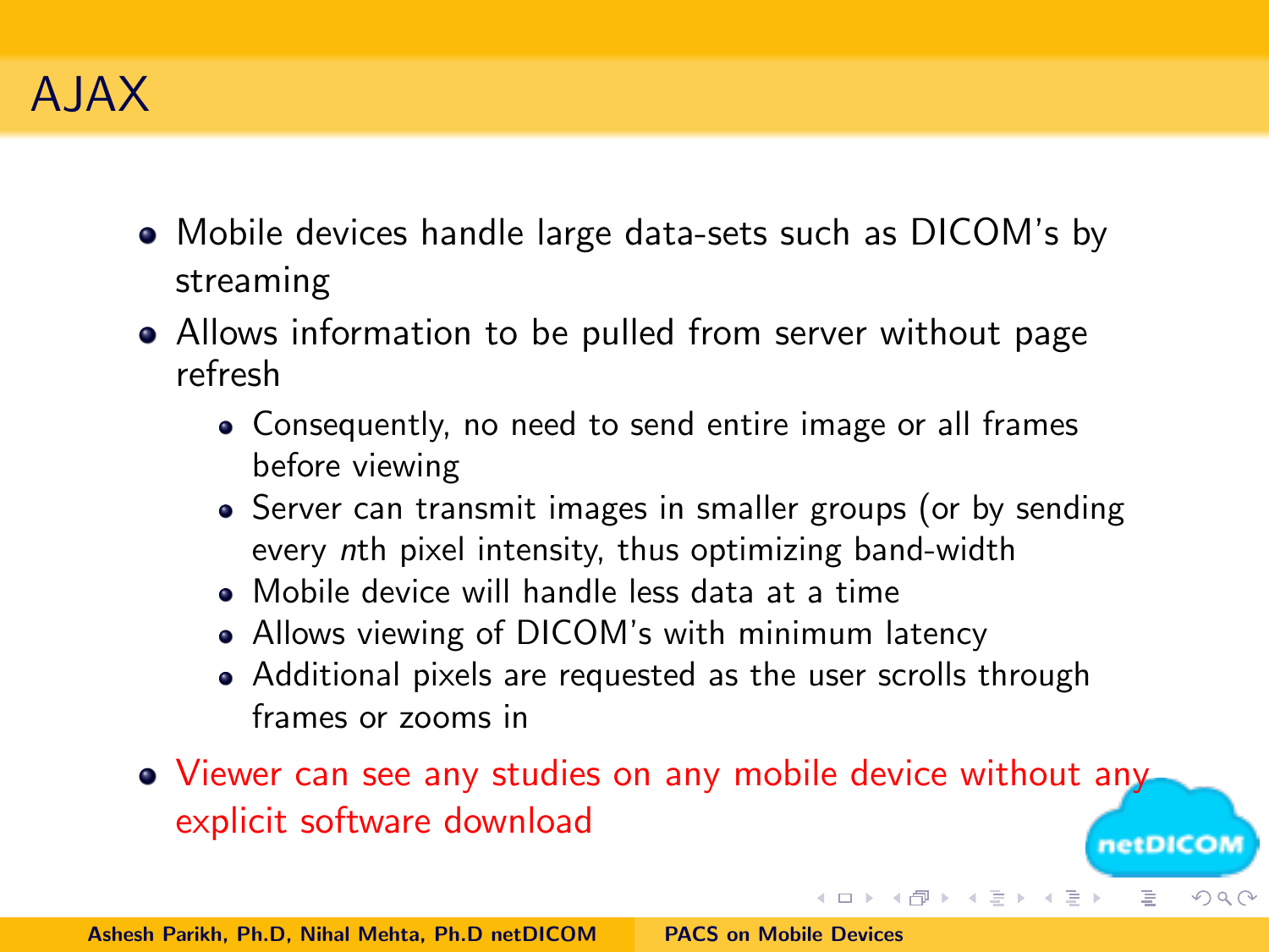# AJAX

- Mobile devices handle large data-sets such as DICOM's by streaming
- Allows information to be pulled from server without page refresh
  - Consequently, no need to send entire image or all frames before viewing
  - Server can transmit images in smaller groups (or by sending every *n*th pixel intensity, thus optimizing band-width
  - Mobile device will handle less data at a time
  - Allows viewing of DICOM's with minimum latency
  - Additional pixels are requested as the user scrolls through frames or zooms in
- Viewer can see any studies on any mobile device without any explicit software download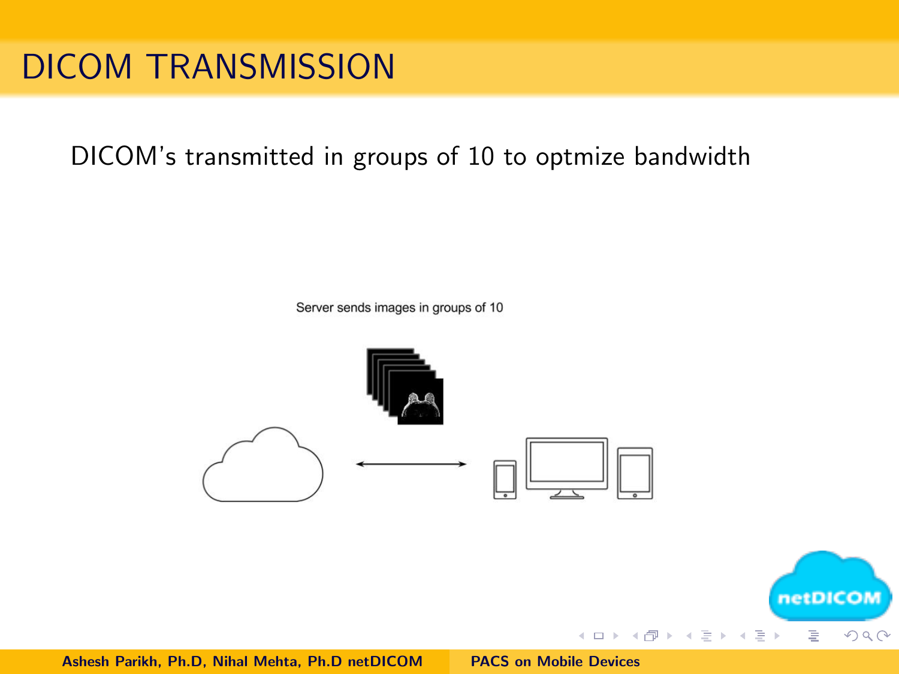# DICOM TRANSMISSION

DICOM's transmitted in groups of 10 to optmize bandwidth

Server sends images in groups of 10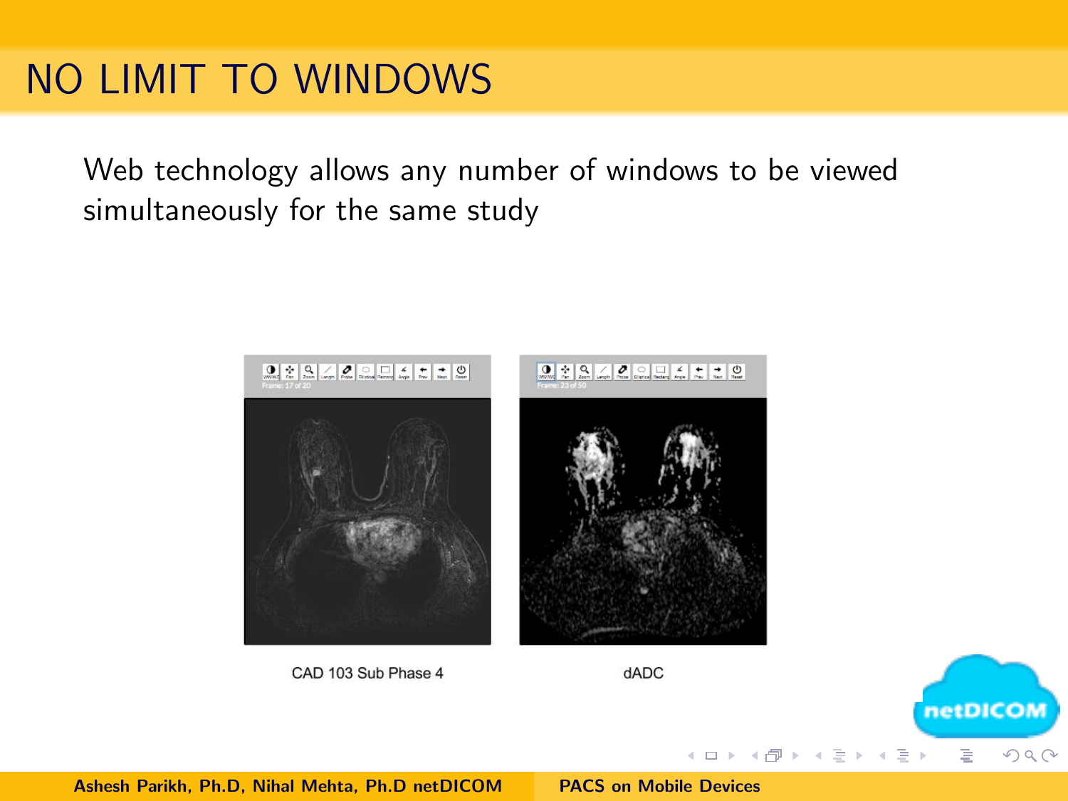# NO LIMIT TO WINDOWS

Web technology allows any number of windows to be viewed simultaneously for the same study

CAD 103 Sub Phase 4

dADC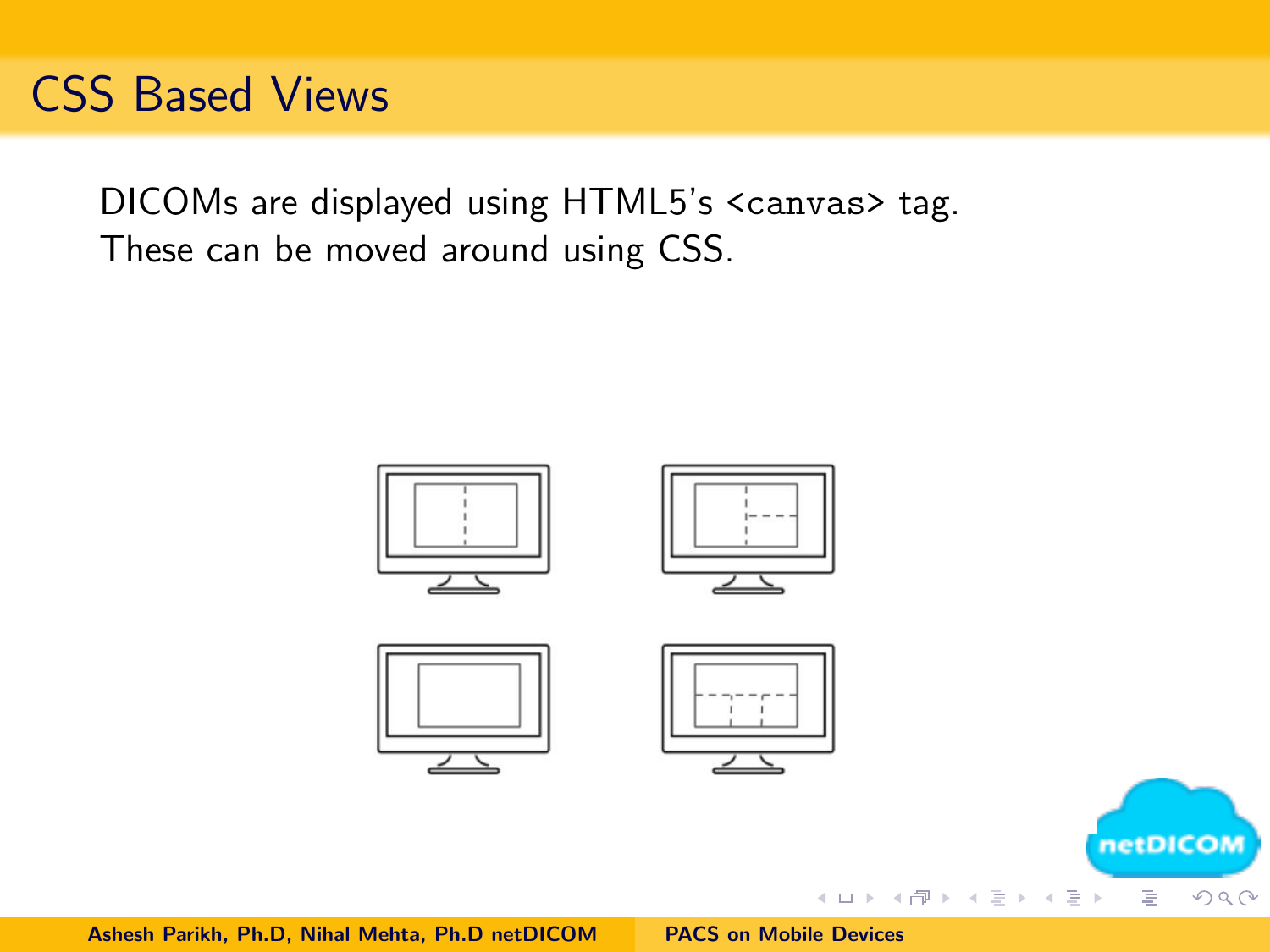# CSS Based Views

DICOMs are displayed using HTML5's `<canvas>` tag.
These can be moved around using CSS.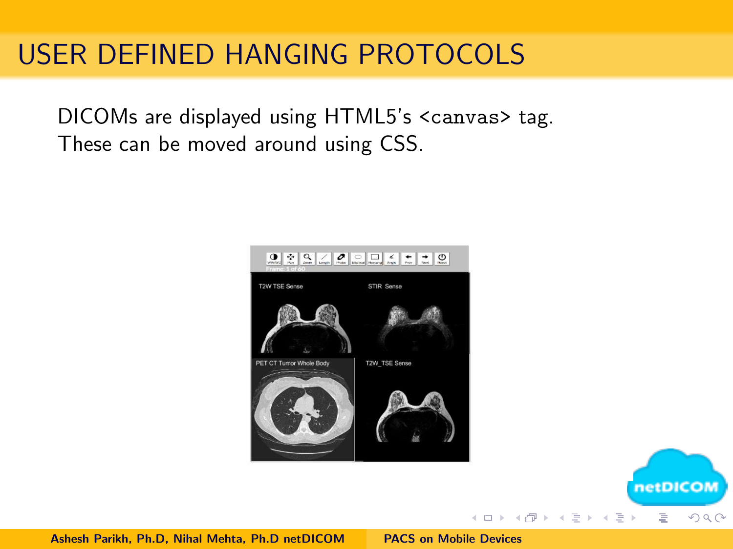# USER DEFINED HANGING PROTOCOLS

DICOMs are displayed using HTML5's `<canvas>` tag. These can be moved around using CSS.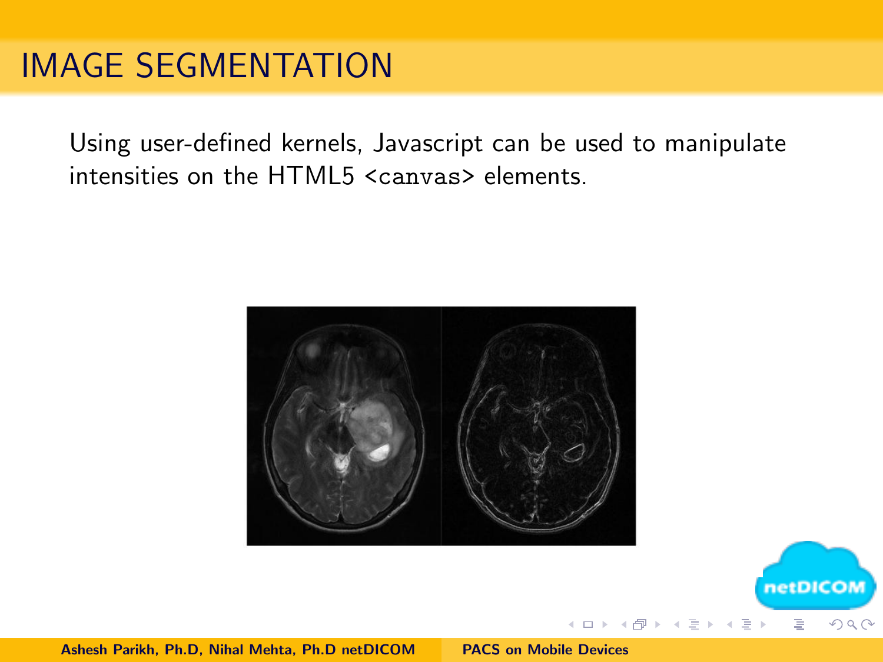# IMAGE SEGMENTATION

Using user-defined kernels, Javascript can be used to manipulate intensities on the HTML5 `<canvas>` elements.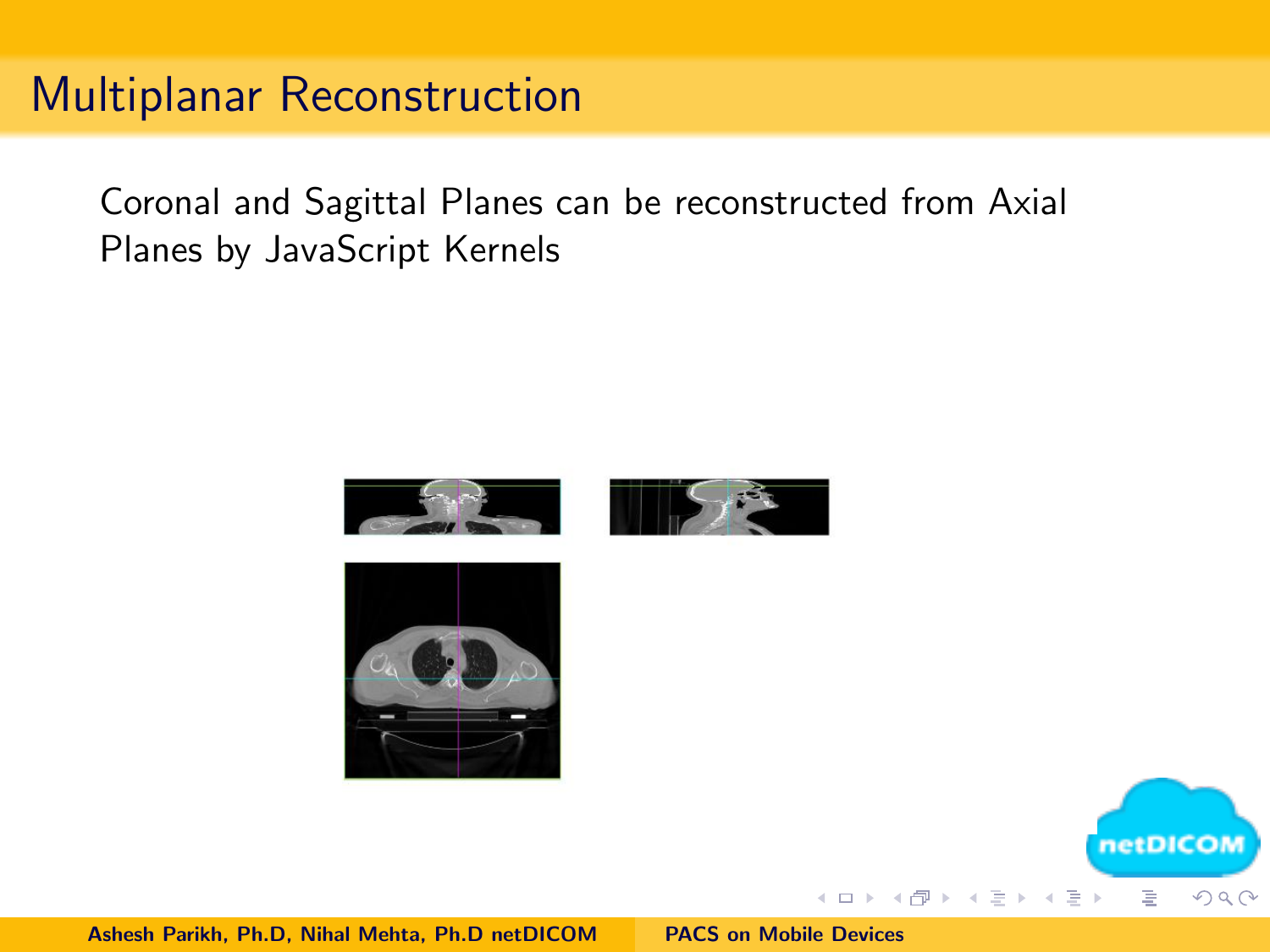# Multiplanar Reconstruction

Coronal and Sagittal Planes can be reconstructed from Axial Planes by JavaScript Kernels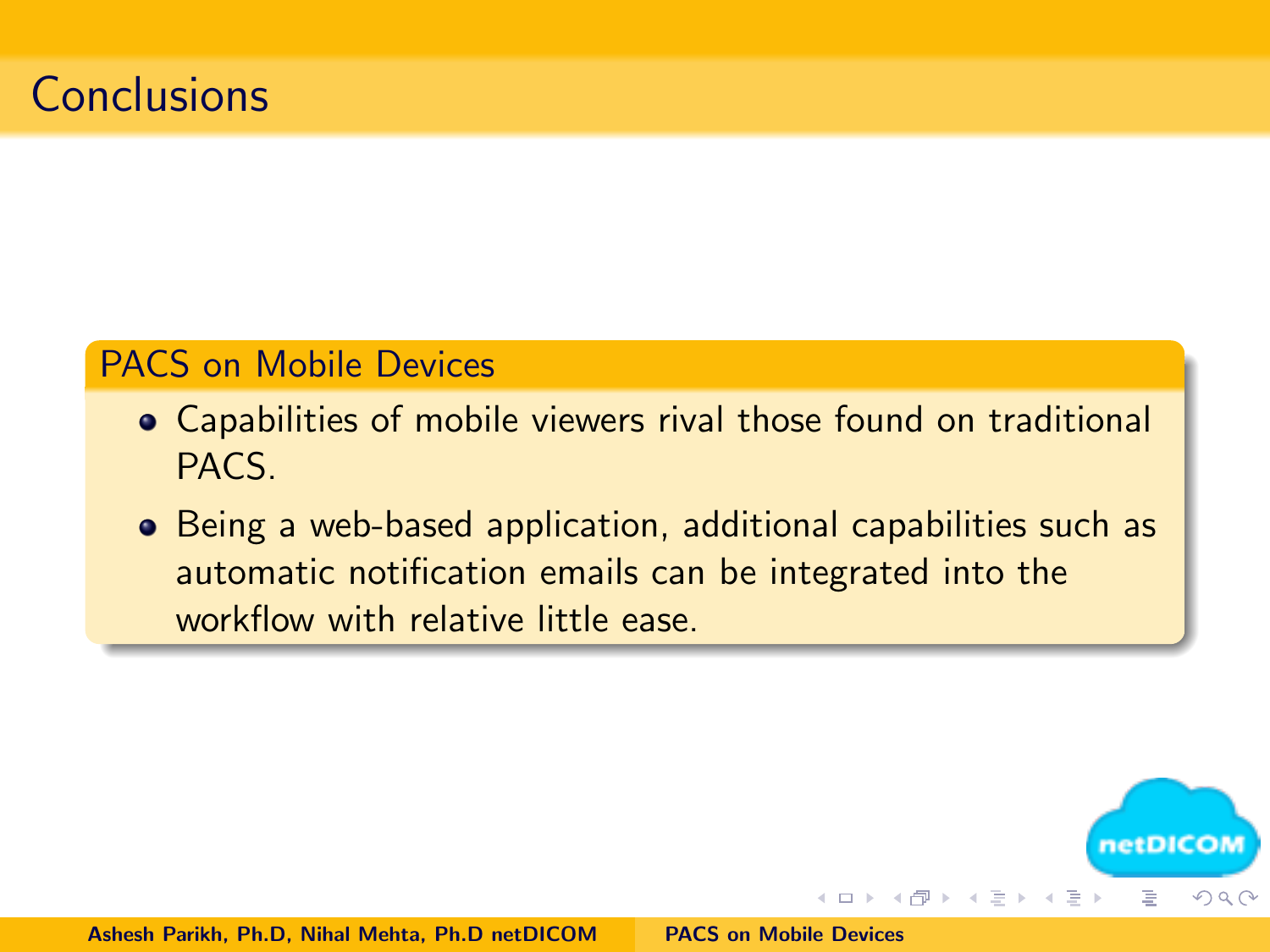# Conclusions

## PACS on Mobile Devices

- Capabilities of mobile viewers rival those found on traditional PACS.
- Being a web-based application, additional capabilities such as automatic notification emails can be integrated into the workflow with relative little ease.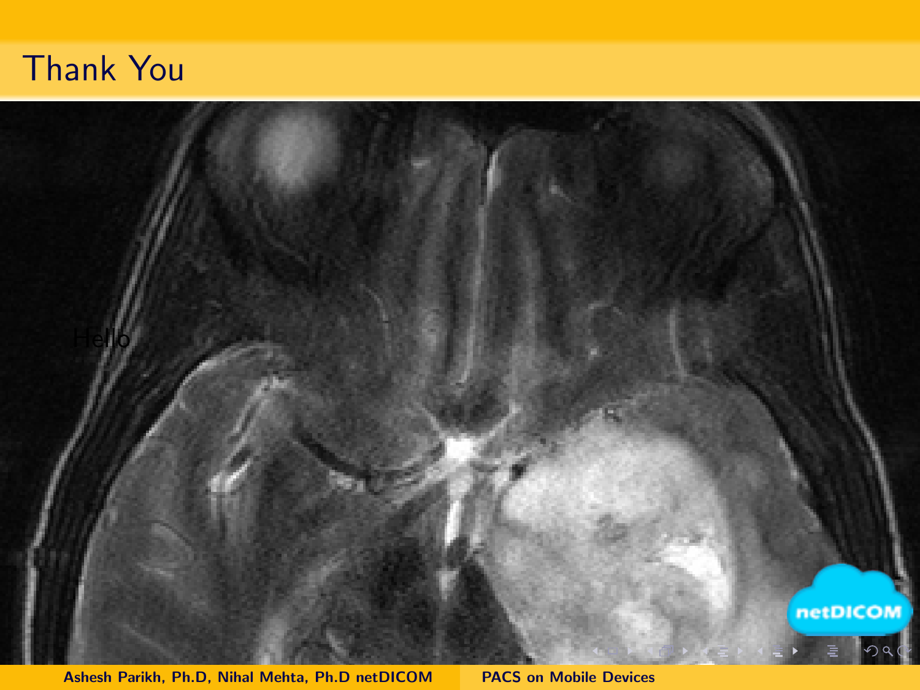# Thank You

Hello